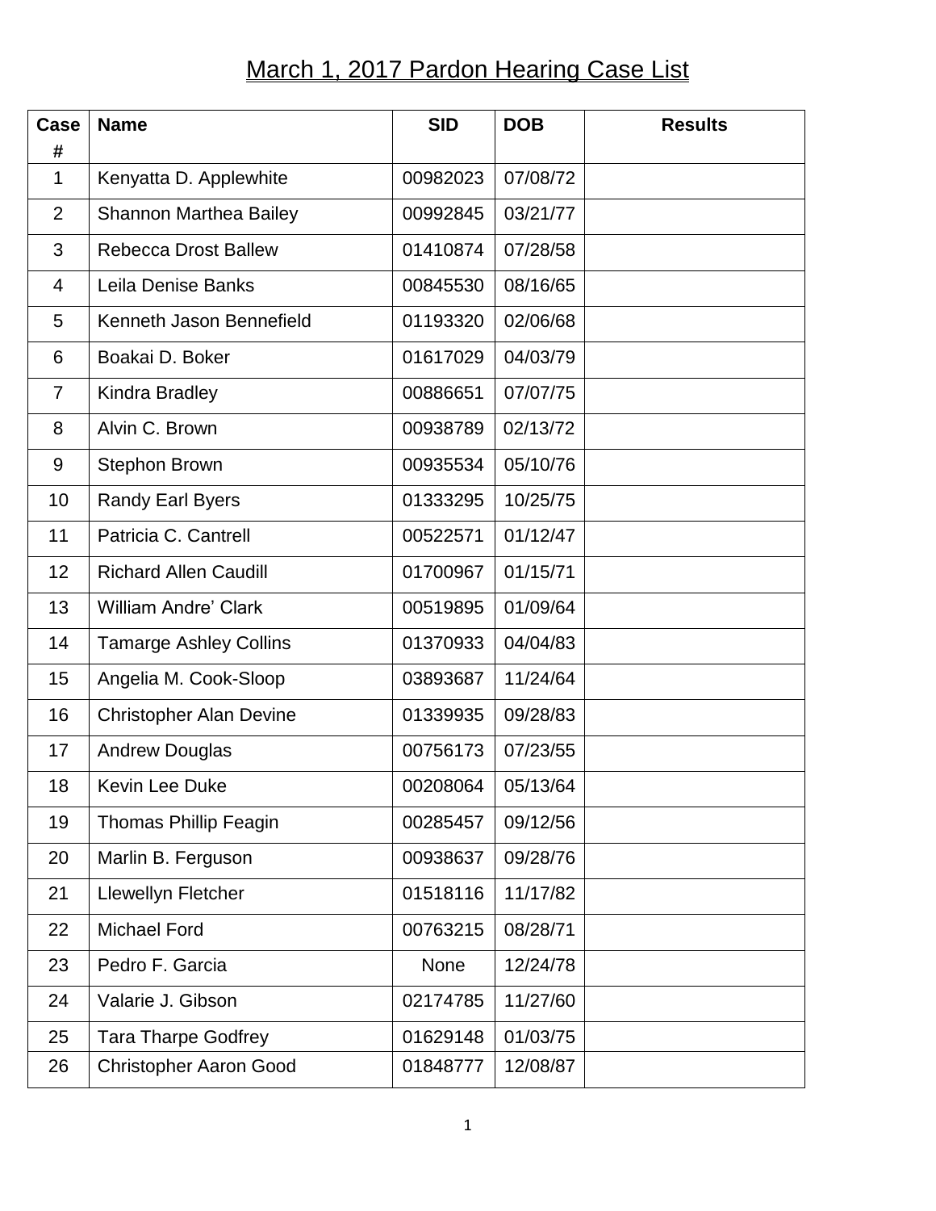# March 1, 2017 Pardon Hearing Case List

| Case # | Name | SID | DOB | Results |
|---|---|---|---|---|
| 1 | Kenyatta D. Applewhite | 00982023 | 07/08/72 | |
| 2 | Shannon Marthea Bailey | 00992845 | 03/21/77 | |
| 3 | Rebecca Drost Ballew | 01410874 | 07/28/58 | |
| 4 | Leila Denise Banks | 00845530 | 08/16/65 | |
| 5 | Kenneth Jason Bennefield | 01193320 | 02/06/68 | |
| 6 | Boakai D. Boker | 01617029 | 04/03/79 | |
| 7 | Kindra Bradley | 00886651 | 07/07/75 | |
| 8 | Alvin C. Brown | 00938789 | 02/13/72 | |
| 9 | Stephon Brown | 00935534 | 05/10/76 | |
| 10 | Randy Earl Byers | 01333295 | 10/25/75 | |
| 11 | Patricia C. Cantrell | 00522571 | 01/12/47 | |
| 12 | Richard Allen Caudill | 01700967 | 01/15/71 | |
| 13 | William Andre' Clark | 00519895 | 01/09/64 | |
| 14 | Tamarge Ashley Collins | 01370933 | 04/04/83 | |
| 15 | Angelia M. Cook-Sloop | 03893687 | 11/24/64 | |
| 16 | Christopher Alan Devine | 01339935 | 09/28/83 | |
| 17 | Andrew Douglas | 00756173 | 07/23/55 | |
| 18 | Kevin Lee Duke | 00208064 | 05/13/64 | |
| 19 | Thomas Phillip Feagin | 00285457 | 09/12/56 | |
| 20 | Marlin B. Ferguson | 00938637 | 09/28/76 | |
| 21 | Llewellyn Fletcher | 01518116 | 11/17/82 | |
| 22 | Michael Ford | 00763215 | 08/28/71 | |
| 23 | Pedro F. Garcia | None | 12/24/78 | |
| 24 | Valarie J. Gibson | 02174785 | 11/27/60 | |
| 25 | Tara Tharpe Godfrey | 01629148 | 01/03/75 | |
| 26 | Christopher Aaron Good | 01848777 | 12/08/87 | |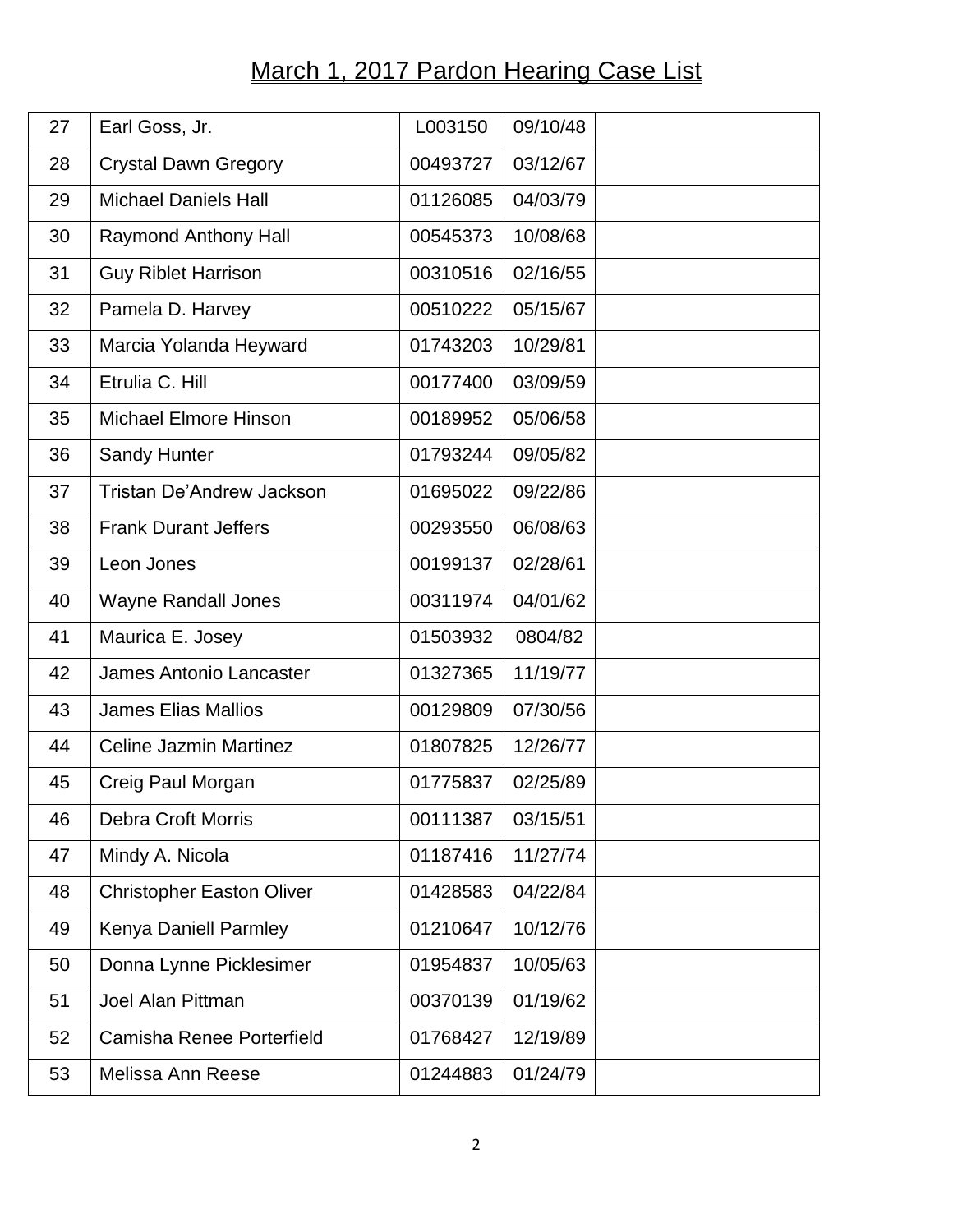# March 1, 2017 Pardon Hearing Case List

| | | | | |
|---|---|---|---|---|
| 27 | Earl Goss, Jr. | L003150 | 09/10/48 | |
| 28 | Crystal Dawn Gregory | 00493727 | 03/12/67 | |
| 29 | Michael Daniels Hall | 01126085 | 04/03/79 | |
| 30 | Raymond Anthony Hall | 00545373 | 10/08/68 | |
| 31 | Guy Riblet Harrison | 00310516 | 02/16/55 | |
| 32 | Pamela D. Harvey | 00510222 | 05/15/67 | |
| 33 | Marcia Yolanda Heyward | 01743203 | 10/29/81 | |
| 34 | Etrulia C. Hill | 00177400 | 03/09/59 | |
| 35 | Michael Elmore Hinson | 00189952 | 05/06/58 | |
| 36 | Sandy Hunter | 01793244 | 09/05/82 | |
| 37 | Tristan De'Andrew Jackson | 01695022 | 09/22/86 | |
| 38 | Frank Durant Jeffers | 00293550 | 06/08/63 | |
| 39 | Leon Jones | 00199137 | 02/28/61 | |
| 40 | Wayne Randall Jones | 00311974 | 04/01/62 | |
| 41 | Maurica E. Josey | 01503932 | 0804/82 | |
| 42 | James Antonio Lancaster | 01327365 | 11/19/77 | |
| 43 | James Elias Mallios | 00129809 | 07/30/56 | |
| 44 | Celine Jazmin Martinez | 01807825 | 12/26/77 | |
| 45 | Creig Paul Morgan | 01775837 | 02/25/89 | |
| 46 | Debra Croft Morris | 00111387 | 03/15/51 | |
| 47 | Mindy A. Nicola | 01187416 | 11/27/74 | |
| 48 | Christopher Easton Oliver | 01428583 | 04/22/84 | |
| 49 | Kenya Daniell Parmley | 01210647 | 10/12/76 | |
| 50 | Donna Lynne Picklesimer | 01954837 | 10/05/63 | |
| 51 | Joel Alan Pittman | 00370139 | 01/19/62 | |
| 52 | Camisha Renee Porterfield | 01768427 | 12/19/89 | |
| 53 | Melissa Ann Reese | 01244883 | 01/24/79 | |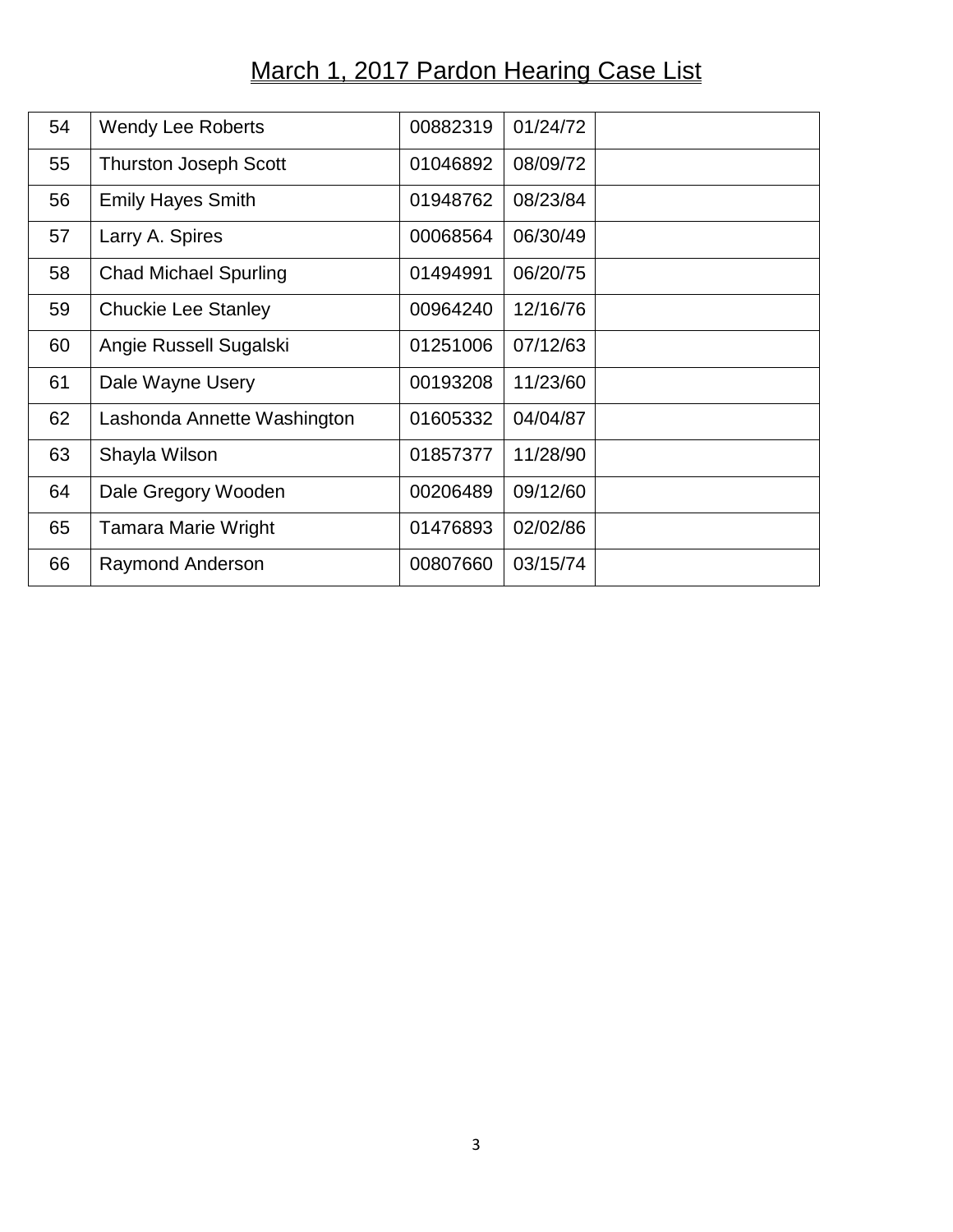# March 1, 2017 Pardon Hearing Case List

| | | | | |
|---|---|---|---|---|
| 54 | Wendy Lee Roberts | 00882319 | 01/24/72 | |
| 55 | Thurston Joseph Scott | 01046892 | 08/09/72 | |
| 56 | Emily Hayes Smith | 01948762 | 08/23/84 | |
| 57 | Larry A. Spires | 00068564 | 06/30/49 | |
| 58 | Chad Michael Spurling | 01494991 | 06/20/75 | |
| 59 | Chuckie Lee Stanley | 00964240 | 12/16/76 | |
| 60 | Angie Russell Sugalski | 01251006 | 07/12/63 | |
| 61 | Dale Wayne Usery | 00193208 | 11/23/60 | |
| 62 | Lashonda Annette Washington | 01605332 | 04/04/87 | |
| 63 | Shayla Wilson | 01857377 | 11/28/90 | |
| 64 | Dale Gregory Wooden | 00206489 | 09/12/60 | |
| 65 | Tamara Marie Wright | 01476893 | 02/02/86 | |
| 66 | Raymond Anderson | 00807660 | 03/15/74 | |